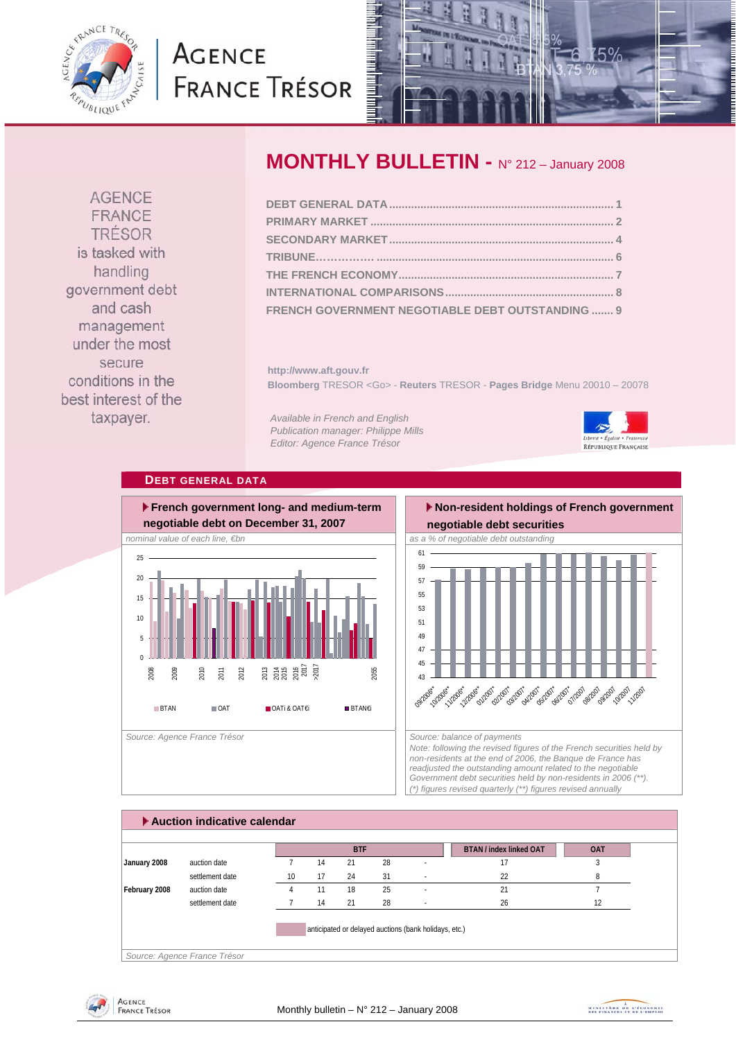# AGENCE FRANCE TRÉSOR

AGENCE FRANCE TRÉSOR is tasked with handling government debt and cash management under the most secure conditions in the best interest of the taxpayer.

## MONTHLY BULLETIN - N° 212 – January 2008

- DEBT GENERAL DATA ........ 1
- PRIMARY MARKET ........ 2
- SECONDARY MARKET ........ 4
- TRIBUNE........ 6
- THE FRENCH ECONOMY ........ 7
- INTERNATIONAL COMPARISONS ........ 8
- FRENCH GOVERNMENT NEGOTIABLE DEBT OUTSTANDING ....... 9

http://www.aft.gouv.fr

**Bloomberg** TRESOR <Go> - **Reuters** TRESOR - **Pages Bridge** Menu 20010 – 20078

*Available in French and English*
*Publication manager: Philippe Mills*
*Editor: Agence France Trésor*

## DEBT GENERAL DATA

### French government long- and medium-term negotiable debt on December 31, 2007

*nominal value of each line, €bn*

Legend: BTAN, OAT, OATi & OAT€i, BTAN€i

*Source: Agence France Trésor*

### Non-resident holdings of French government negotiable debt securities

*as a % of negotiable debt outstanding*

*Source: balance of payments*
*Note: following the revised figures of the French securities held by non-residents at the end of 2006, the Banque de France has readjusted the outstanding amount related to the negotiable Government debt securities held by non-residents in 2006 (\*\*).*
*(\*) figures revised quarterly (\*\*) figures revised annually*

### Auction indicative calendar

| | | BTF | | | | | BTAN / index linked OAT | OAT |
|---|---|---|---|---|---|---|---|---|
| **January 2008** | auction date | 7 | 14 | 21 | 28 | - | 17 | 3 |
| | settlement date | 10 | 17 | 24 | 31 | - | 22 | 8 |
| **February 2008** | auction date | 4 | 11 | 18 | 25 | - | 21 | 7 |
| | settlement date | 7 | 14 | 21 | 28 | - | 26 | 12 |

anticipated or delayed auctions (bank holidays, etc.)

*Source: Agence France Trésor*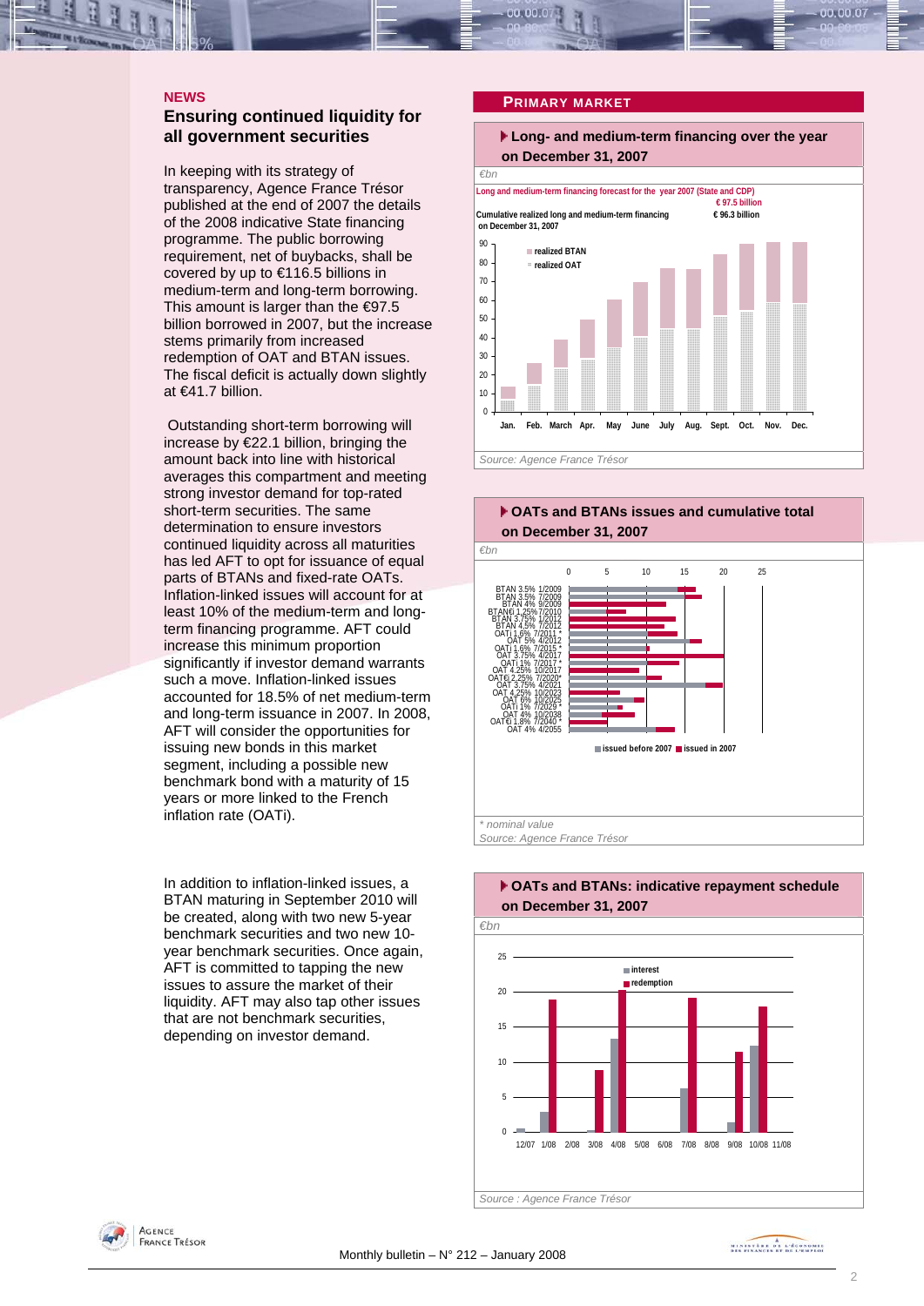## NEWS

### Ensuring continued liquidity for all government securities

In keeping with its strategy of transparency, Agence France Trésor published at the end of 2007 the details of the 2008 indicative State financing programme. The public borrowing requirement, net of buybacks, shall be covered by up to €116.5 billions in medium-term and long-term borrowing. This amount is larger than the €97.5 billion borrowed in 2007, but the increase stems primarily from increased redemption of OAT and BTAN issues. The fiscal deficit is actually down slightly at €41.7 billion.

Outstanding short-term borrowing will increase by €22.1 billion, bringing the amount back into line with historical averages this compartment and meeting strong investor demand for top-rated short-term securities. The same determination to ensure investors continued liquidity across all maturities has led AFT to opt for issuance of equal parts of BTANs and fixed-rate OATs. Inflation-linked issues will account for at least 10% of the medium-term and long-term financing programme. AFT could increase this minimum proportion significantly if investor demand warrants such a move. Inflation-linked issues accounted for 18.5% of net medium-term and long-term issuance in 2007. In 2008, AFT will consider the opportunities for issuing new bonds in this market segment, including a possible new benchmark bond with a maturity of 15 years or more linked to the French inflation rate (OATi).

In addition to inflation-linked issues, a BTAN maturing in September 2010 will be created, along with two new 5-year benchmark securities and two new 10-year benchmark securities. Once again, AFT is committed to tapping the new issues to assure the market of their liquidity. AFT may also tap other issues that are not benchmark securities, depending on investor demand.

## PRIMARY MARKET

### Long- and medium-term financing over the year on December 31, 2007

*€bn*

Long and medium-term financing forecast for the year 2007 (State and CDP): € 97.5 billion

Cumulative realized long and medium-term financing on December 31, 2007: € 96.3 billion

Legend: realized BTAN; realized OAT

Months: Jan., Feb., March, Apr., May, June, July, Aug., Sept., Oct., Nov., Dec.

*Source: Agence France Trésor*

### OATs and BTANs issues and cumulative total on December 31, 2007

*€bn*

BTAN 3.5% 1/2009, BTAN 3.5% 7/2009, BTAN 4% 9/2009, BTAN€i 1.25% 7/2010, BTAN 3.75% 1/2012, BTAN 4.5% 7/2012, OATi 1.6% 7/2011 *, OAT 5% 4/2012, OATi 1.6% 7/2015 *, OAT 3.75% 4/2017, OATi 1% 7/2017 *, OAT 4.25% 10/2017, OAT€i 2.25% 7/2020*, OAT 3.75% 4/2021, OAT 4.25% 10/2023, OAT 6% 10/2025, OATi 1% 7/2029 *, OAT 4% 10/2038, OAT€i 1.8% 7/2040 *, OAT 4% 4/2055

Legend: issued before 2007; issued in 2007

*\* nominal value*

*Source: Agence France Trésor*

### OATs and BTANs: indicative repayment schedule on December 31, 2007

*€bn*

Legend: interest; redemption

Months: 12/07, 1/08, 2/08, 3/08, 4/08, 5/08, 6/08, 7/08, 8/08, 9/08, 10/08, 11/08

*Source : Agence France Trésor*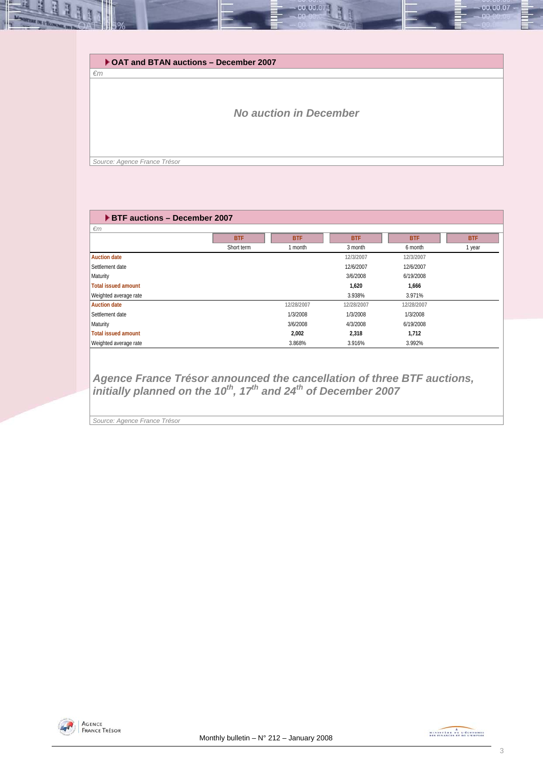### OAT and BTAN auctions – December 2007

*€m*

***No auction in December***

*Source: Agence France Trésor*

### BTF auctions – December 2007

*€m*

| | BTF | BTF | BTF | BTF | BTF |
|---|---|---|---|---|---|
| | Short term | 1 month | 3 month | 6 month | 1 year |
| **Auction date** | | | 12/3/2007 | 12/3/2007 | |
| Settlement date | | | 12/6/2007 | 12/6/2007 | |
| Maturity | | | 3/6/2008 | 6/19/2008 | |
| **Total issued amount** | | | **1,620** | **1,666** | |
| Weighted average rate | | | 3.938% | 3.971% | |
| **Auction date** | | 12/28/2007 | 12/28/2007 | 12/28/2007 | |
| Settlement date | | 1/3/2008 | 1/3/2008 | 1/3/2008 | |
| Maturity | | 3/6/2008 | 4/3/2008 | 6/19/2008 | |
| **Total issued amount** | | **2,002** | **2,318** | **1,712** | |
| Weighted average rate | | 3.868% | 3.916% | 3.992% | |

***Agence France Trésor announced the cancellation of three BTF auctions, initially planned on the 10th, 17th and 24th of December 2007***

*Source: Agence France Trésor*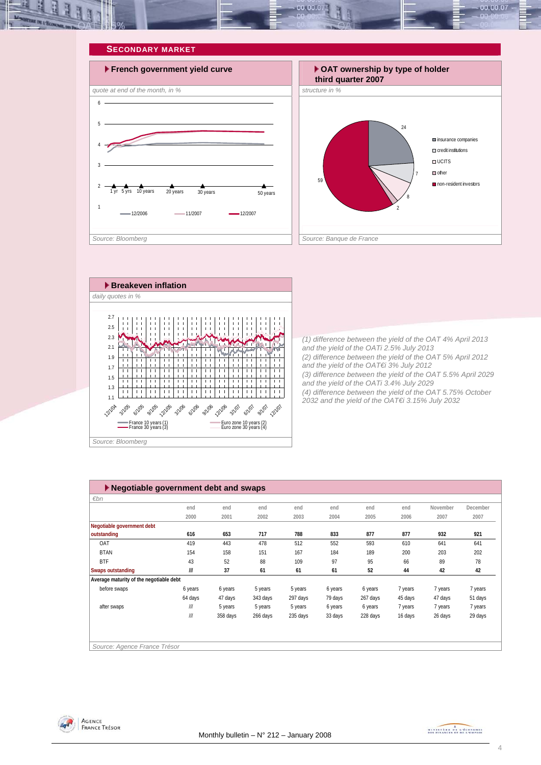## SECONDARY MARKET

### French government yield curve

*quote at end of the month, in %*

1 yr | 5 yrs | 10 years | 20 years | 30 years | 50 years

12/2006 | 11/2007 | 12/2007

*Source: Bloomberg*

### OAT ownership by type of holder third quarter 2007

*structure in %*

- insurance companies: 24
- credit institutions: 7
- UCITS: 8
- other: 2
- non-resident investors: 59

*Source: Banque de France*

### Breakeven inflation

*daily quotes in %*

France 10 years (1) | Euro zone 10 years (2) | France 30 years (3) | Euro zone 30 years (4)

*Source: Bloomberg*

*(1) difference between the yield of the OAT 4% April 2013 and the yield of the OATi 2.5% July 2013*
*(2) difference between the yield of the OAT 5% April 2012 and the yield of the OAT€i 3% July 2012*
*(3) difference between the yield of the OAT 5.5% April 2029 and the yield of the OATi 3.4% July 2029*
*(4) difference between the yield of the OAT 5.75% October 2032 and the yield of the OAT€i 3.15% July 2032*

### Negotiable government debt and swaps

*€bn*

| | end 2000 | end 2001 | end 2002 | end 2003 | end 2004 | end 2005 | end 2006 | November 2007 | December 2007 |
|---|---|---|---|---|---|---|---|---|---|
| **Negotiable government debt outstanding** | **616** | **653** | **717** | **788** | **833** | **877** | **877** | **932** | **921** |
| OAT | 419 | 443 | 478 | 512 | 552 | 593 | 610 | 641 | 641 |
| BTAN | 154 | 158 | 151 | 167 | 184 | 189 | 200 | 203 | 202 |
| BTF | 43 | 52 | 88 | 109 | 97 | 95 | 66 | 89 | 78 |
| **Swaps outstanding** | **///** | **37** | **61** | **61** | **61** | **52** | **44** | **42** | **42** |
| **Average maturity of the negotiable debt** | | | | | | | | | |
| before swaps | 6 years | 6 years | 5 years | 5 years | 6 years | 6 years | 7 years | 7 years | 7 years |
| | 64 days | 47 days | 343 days | 297 days | 79 days | 267 days | 45 days | 47 days | 51 days |
| after swaps | /// | 5 years | 5 years | 5 years | 6 years | 6 years | 7 years | 7 years | 7 years |
| | /// | 358 days | 266 days | 235 days | 33 days | 228 days | 16 days | 26 days | 29 days |

*Source: Agence France Trésor*

Monthly bulletin – N° 212 – January 2008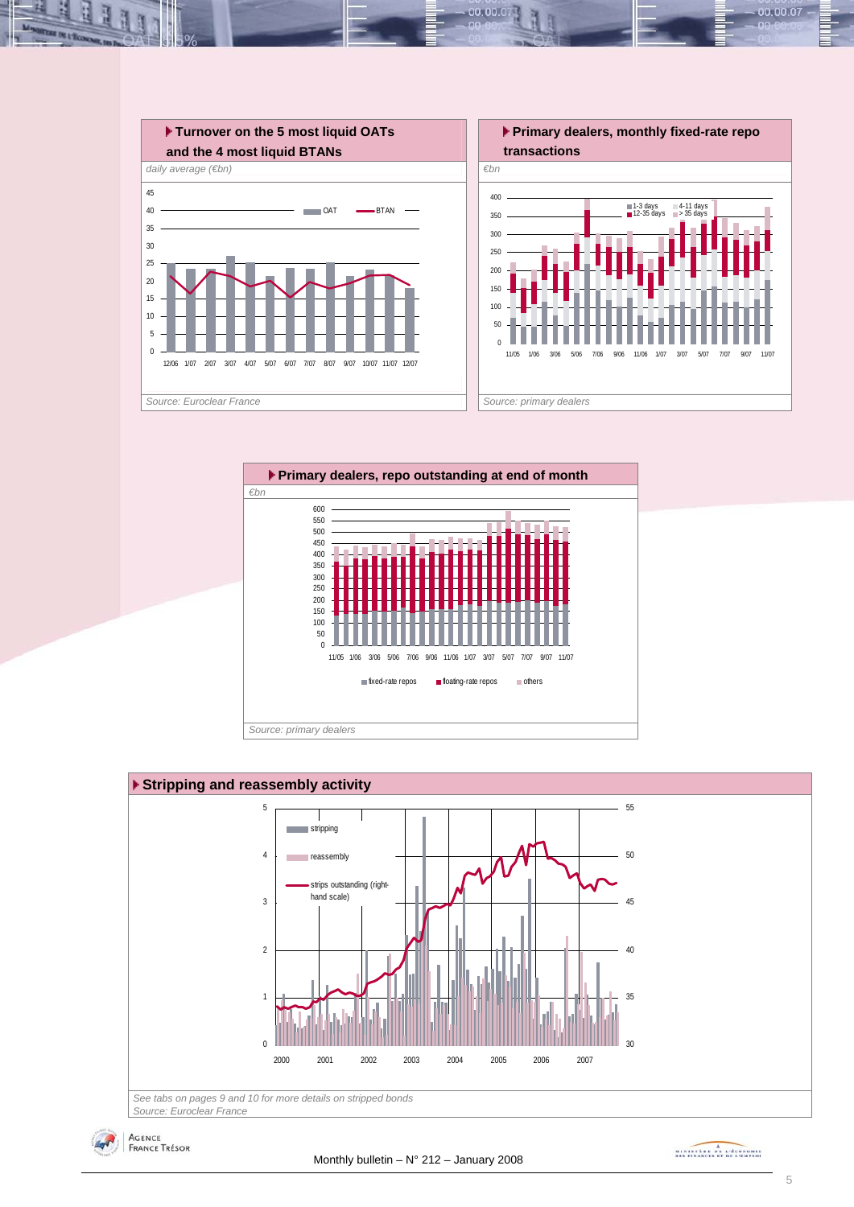### Turnover on the 5 most liquid OATs and the 4 most liquid BTANs

*daily average (€bn)*

*Source: Euroclear France*

### Primary dealers, monthly fixed-rate repo transactions

*€bn*

*Source: primary dealers*

### Primary dealers, repo outstanding at end of month

*€bn*

*Source: primary dealers*

### Stripping and reassembly activity

*See tabs on pages 9 and 10 for more details on stripped bonds*

*Source: Euroclear France*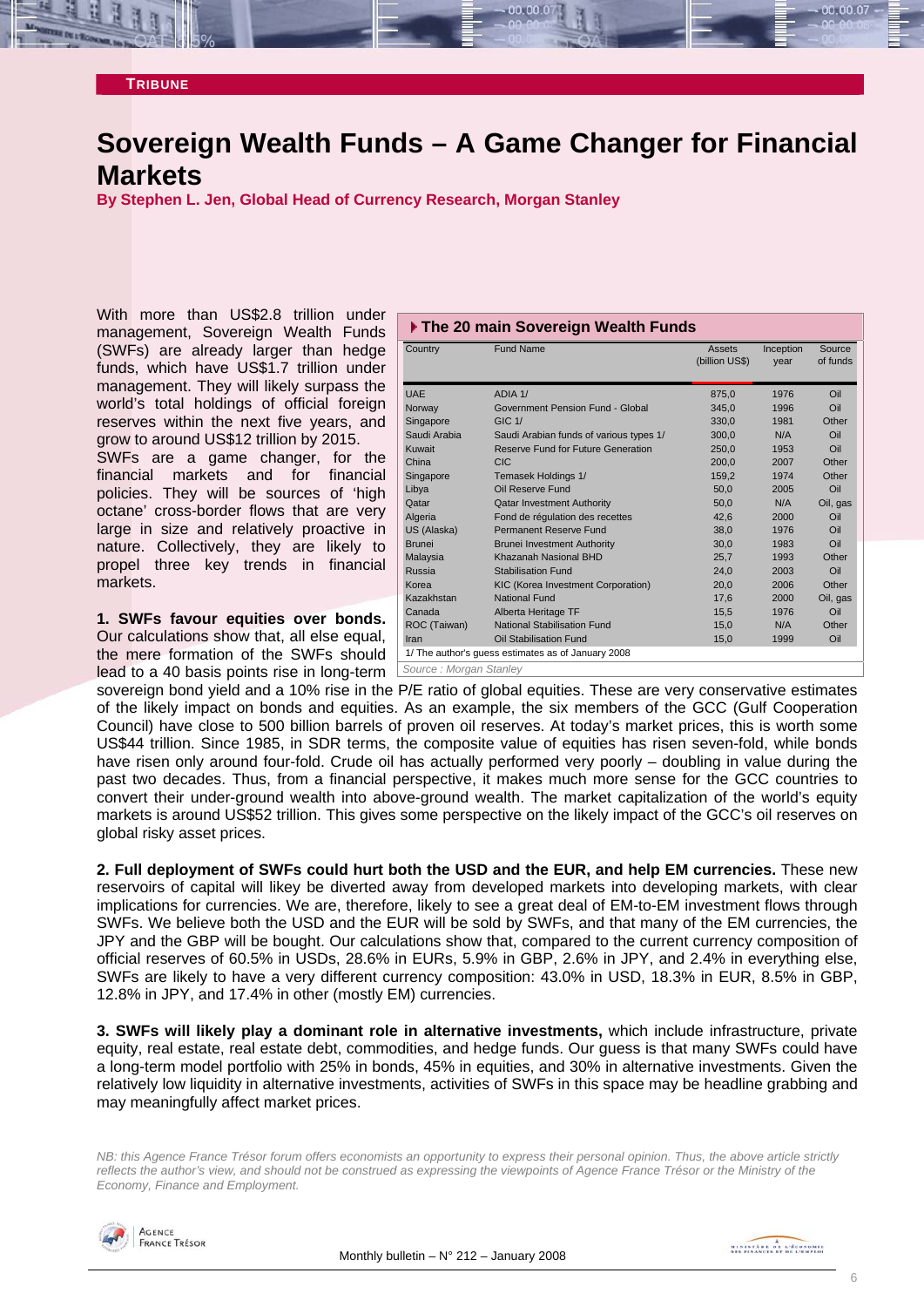TRIBUNE

# Sovereign Wealth Funds – A Game Changer for Financial Markets

**By Stephen L. Jen, Global Head of Currency Research, Morgan Stanley**

With more than US$2.8 trillion under management, Sovereign Wealth Funds (SWFs) are already larger than hedge funds, which have US$1.7 trillion under management. They will likely surpass the world's total holdings of official foreign reserves within the next five years, and grow to around US$12 trillion by 2015.

SWFs are a game changer, for the financial markets and for financial policies. They will be sources of 'high octane' cross-border flows that are very large in size and relatively proactive in nature. Collectively, they are likely to propel three key trends in financial markets.

**▸ The 20 main Sovereign Wealth Funds**

| Country | Fund Name | Assets (billion US$) | Inception year | Source of funds |
|---|---|---|---|---|
| UAE | ADIA 1/ | 875,0 | 1976 | Oil |
| Norway | Government Pension Fund - Global | 345,0 | 1996 | Oil |
| Singapore | GIC 1/ | 330,0 | 1981 | Other |
| Saudi Arabia | Saudi Arabian funds of various types 1/ | 300,0 | N/A | Oil |
| Kuwait | Reserve Fund for Future Generation | 250,0 | 1953 | Oil |
| China | CIC | 200,0 | 2007 | Other |
| Singapore | Temasek Holdings 1/ | 159,2 | 1974 | Other |
| Libya | Oil Reserve Fund | 50,0 | 2005 | Oil |
| Qatar | Qatar Investment Authority | 50,0 | N/A | Oil, gas |
| Algeria | Fond de régulation des recettes | 42,6 | 2000 | Oil |
| US (Alaska) | Permanent Reserve Fund | 38,0 | 1976 | Oil |
| Brunei | Brunei Investment Authority | 30,0 | 1983 | Oil |
| Malaysia | Khazanah Nasional BHD | 25,7 | 1993 | Other |
| Russia | Stabilisation Fund | 24,0 | 2003 | Oil |
| Korea | KIC (Korea Investment Corporation) | 20,0 | 2006 | Other |
| Kazakhstan | National Fund | 17,6 | 2000 | Oil, gas |
| Canada | Alberta Heritage TF | 15,5 | 1976 | Oil |
| ROC (Taiwan) | National Stabilisation Fund | 15,0 | N/A | Other |
| Iran | Oil Stabilisation Fund | 15,0 | 1999 | Oil |

1/ The author's guess estimates as of January 2008

*Source : Morgan Stanley*

**1. SWFs favour equities over bonds.** Our calculations show that, all else equal, the mere formation of the SWFs should lead to a 40 basis points rise in long-term sovereign bond yield and a 10% rise in the P/E ratio of global equities. These are very conservative estimates of the likely impact on bonds and equities. As an example, the six members of the GCC (Gulf Cooperation Council) have close to 500 billion barrels of proven oil reserves. At today's market prices, this is worth some US$44 trillion. Since 1985, in SDR terms, the composite value of equities has risen seven-fold, while bonds have risen only around four-fold. Crude oil has actually performed very poorly – doubling in value during the past two decades. Thus, from a financial perspective, it makes much more sense for the GCC countries to convert their under-ground wealth into above-ground wealth. The market capitalization of the world's equity markets is around US$52 trillion. This gives some perspective on the likely impact of the GCC's oil reserves on global risky asset prices.

**2. Full deployment of SWFs could hurt both the USD and the EUR, and help EM currencies.** These new reservoirs of capital will likey be diverted away from developed markets into developing markets, with clear implications for currencies. We are, therefore, likely to see a great deal of EM-to-EM investment flows through SWFs. We believe both the USD and the EUR will be sold by SWFs, and that many of the EM currencies, the JPY and the GBP will be bought. Our calculations show that, compared to the current currency composition of official reserves of 60.5% in USDs, 28.6% in EURs, 5.9% in GBP, 2.6% in JPY, and 2.4% in everything else, SWFs are likely to have a very different currency composition: 43.0% in USD, 18.3% in EUR, 8.5% in GBP, 12.8% in JPY, and 17.4% in other (mostly EM) currencies.

**3. SWFs will likely play a dominant role in alternative investments,** which include infrastructure, private equity, real estate, real estate debt, commodities, and hedge funds. Our guess is that many SWFs could have a long-term model portfolio with 25% in bonds, 45% in equities, and 30% in alternative investments. Given the relatively low liquidity in alternative investments, activities of SWFs in this space may be headline grabbing and may meaningfully affect market prices.

*NB: this Agence France Trésor forum offers economists an opportunity to express their personal opinion. Thus, the above article strictly reflects the author's view, and should not be construed as expressing the viewpoints of Agence France Trésor or the Ministry of the Economy, Finance and Employment.*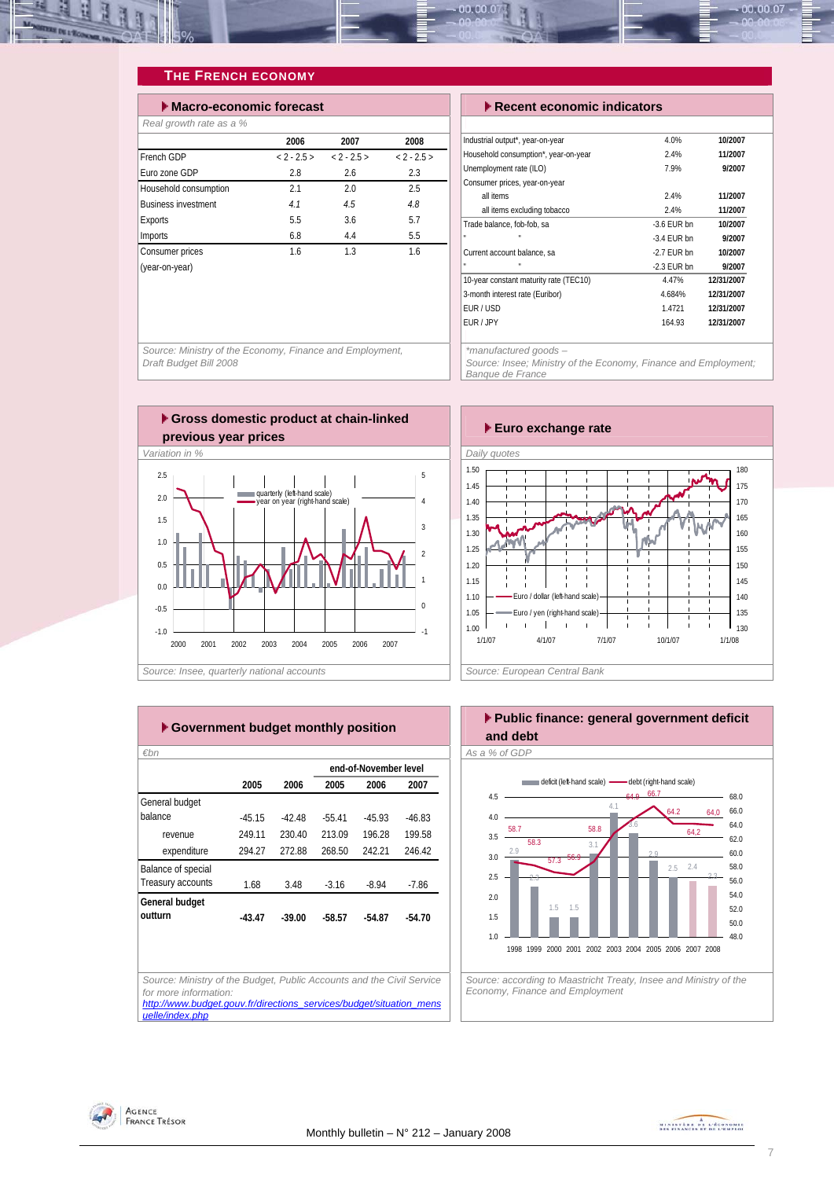## The French Economy

### Macro-economic forecast

*Real growth rate as a %*

| | 2006 | 2007 | 2008 |
|---|---|---|---|
| French GDP | < 2 - 2.5 > | < 2 - 2.5 > | < 2 - 2.5 > |
| Euro zone GDP | 2.8 | 2.6 | 2.3 |
| Household consumption | 2.1 | 2.0 | 2.5 |
| Business investment | *4.1* | *4.5* | *4.8* |
| Exports | 5.5 | 3.6 | 5.7 |
| Imports | 6.8 | 4.4 | 5.5 |
| Consumer prices (year-on-year) | 1.6 | 1.3 | 1.6 |

*Source: Ministry of the Economy, Finance and Employment, Draft Budget Bill 2008*

### Recent economic indicators

| | | |
|---|---|---|
| Industrial output*, year-on-year | 4.0% | 10/2007 |
| Household consumption*, year-on-year | 2.4% | 11/2007 |
| Unemployment rate (ILO) | 7.9% | 9/2007 |
| Consumer prices, year-on-year | | |
| all items | 2.4% | 11/2007 |
| all items excluding tobacco | 2.4% | 11/2007 |
| Trade balance, fob-fob, sa | -3.6 EUR bn | 10/2007 |
| " " | -3.4 EUR bn | 9/2007 |
| Current account balance, sa | -2.7 EUR bn | 10/2007 |
| " " | -2.3 EUR bn | 9/2007 |
| 10-year constant maturity rate (TEC10) | 4.47% | 12/31/2007 |
| 3-month interest rate (Euribor) | 4.684% | 12/31/2007 |
| EUR / USD | 1.4721 | 12/31/2007 |
| EUR / JPY | 164.93 | 12/31/2007 |

*\*manufactured goods – Source: Insee; Ministry of the Economy, Finance and Employment; Banque de France*

### Gross domestic product at chain-linked previous year prices

*Variation in %*

quarterly (left-hand scale); year on year (right-hand scale)

*Source: Insee, quarterly national accounts*

### Euro exchange rate

*Daily quotes*

Euro / dollar (left-hand scale); Euro / yen (right-hand scale)

*Source: European Central Bank*

### Government budget monthly position

*€bn*

| | 2005 | 2006 | end-of-November level 2005 | 2006 | 2007 |
|---|---|---|---|---|---|
| General budget balance | -45.15 | -42.48 | -55.41 | -45.93 | -46.83 |
| revenue | 249.11 | 230.40 | 213.09 | 196.28 | 199.58 |
| expenditure | 294.27 | 272.88 | 268.50 | 242.21 | 246.42 |
| Balance of special Treasury accounts | 1.68 | 3.48 | -3.16 | -8.94 | -7.86 |
| **General budget outturn** | **-43.47** | **-39.00** | **-58.57** | **-54.87** | **-54.70** |

*Source: Ministry of the Budget, Public Accounts and the Civil Service for more information:* [http://www.budget.gouv.fr/directions_services/budget/situation_mensuelle/index.php](http://www.budget.gouv.fr/directions_services/budget/situation_mensuelle/index.php)

### Public finance: general government deficit and debt

*As a % of GDP*

| | 1998 | 1999 | 2000 | 2001 | 2002 | 2003 | 2004 | 2005 | 2006 | 2007 | 2008 |
|---|---|---|---|---|---|---|---|---|---|---|---|
| deficit (left-hand scale) | 2.9 | 2.3 | 1.5 | 1.5 | 3.1 | 4.1 | 3.6 | 2.9 | 2.5 | 2.4 | 2.3 |
| debt (right-hand scale) | 58.7 | 58.3 | 57.3 | 56.9 | 58.8 | 62.9 | 64.9 | 66.7 | 64.2 | 64.2 | 64.0 |

*Source: according to Maastricht Treaty, Insee and Ministry of the Economy, Finance and Employment*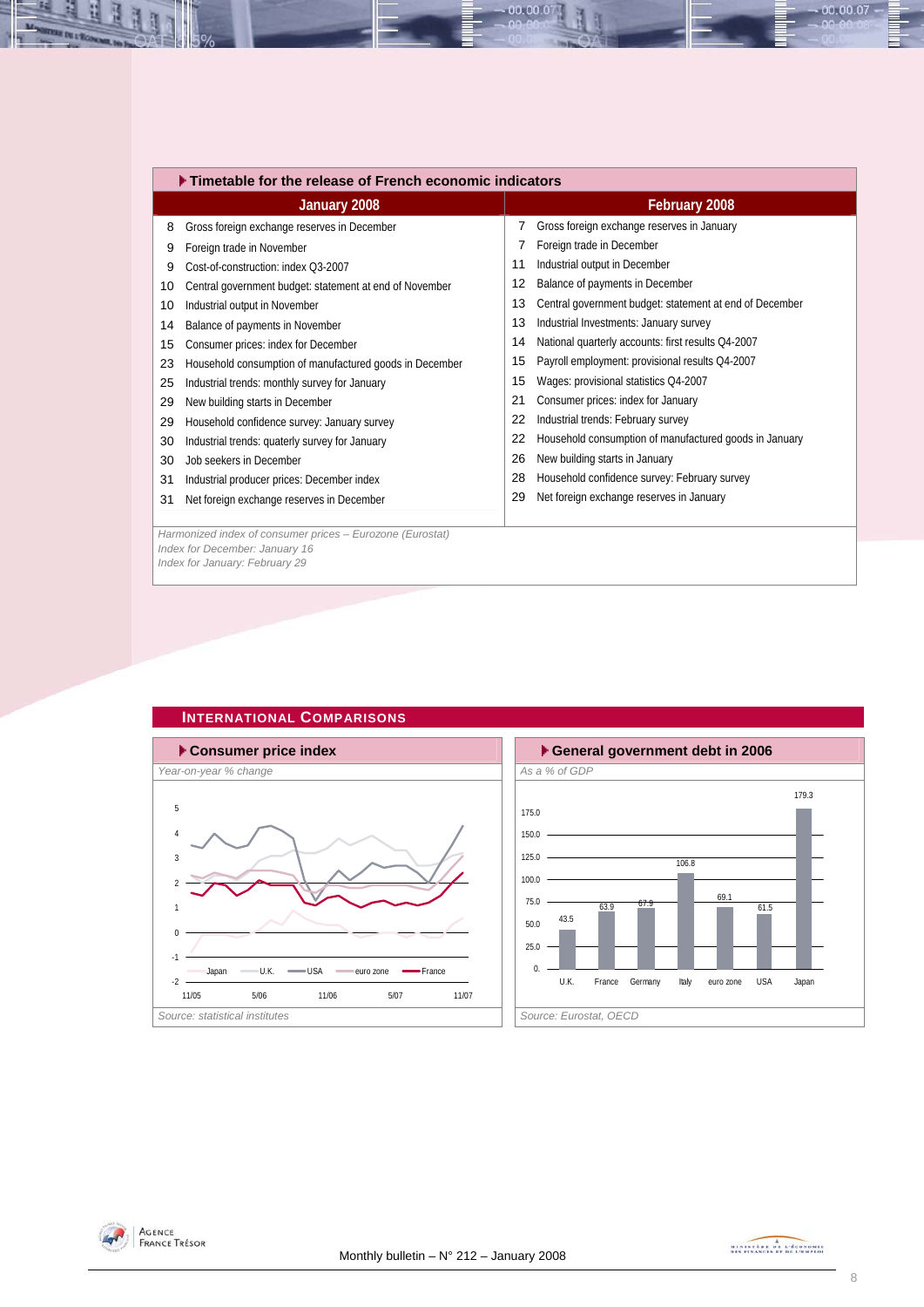## Timetable for the release of French economic indicators

| January 2008 | | February 2008 | |
|---|---|---|---|
| 8 | Gross foreign exchange reserves in December | 7 | Gross foreign exchange reserves in January |
| 9 | Foreign trade in November | 7 | Foreign trade in December |
| 9 | Cost-of-construction: index Q3-2007 | 11 | Industrial output in December |
| 10 | Central government budget: statement at end of November | 12 | Balance of payments in December |
| 10 | Industrial output in November | 13 | Central government budget: statement at end of December |
| 14 | Balance of payments in November | 13 | Industrial Investments: January survey |
| 15 | Consumer prices: index for December | 14 | National quarterly accounts: first results Q4-2007 |
| 23 | Household consumption of manufactured goods in December | 15 | Payroll employment: provisional results Q4-2007 |
| 25 | Industrial trends: monthly survey for January | 15 | Wages: provisional statistics Q4-2007 |
| 29 | New building starts in December | 21 | Consumer prices: index for January |
| 29 | Household confidence survey: January survey | 22 | Industrial trends: February survey |
| 30 | Industrial trends: quaterly survey for January | 22 | Household consumption of manufactured goods in January |
| 30 | Job seekers in December | 26 | New building starts in January |
| 31 | Industrial producer prices: December index | 28 | Household confidence survey: February survey |
| 31 | Net foreign exchange reserves in December | 29 | Net foreign exchange reserves in January |

*Harmonized index of consumer prices – Eurozone (Eurostat)*
*Index for December: January 16*
*Index for January: February 29*

## International Comparisons

### Consumer price index

*Year-on-year % change*

*Source: statistical institutes*

### General government debt in 2006

*As a % of GDP*

| Country | Debt (% of GDP) |
|---|---|
| U.K. | 43.5 |
| France | 63.9 |
| Germany | 67.9 |
| Italy | 106.8 |
| euro zone | 69.1 |
| USA | 61.5 |
| Japan | 179.3 |

*Source: Eurostat, OECD*

Monthly bulletin – N° 212 – January 2008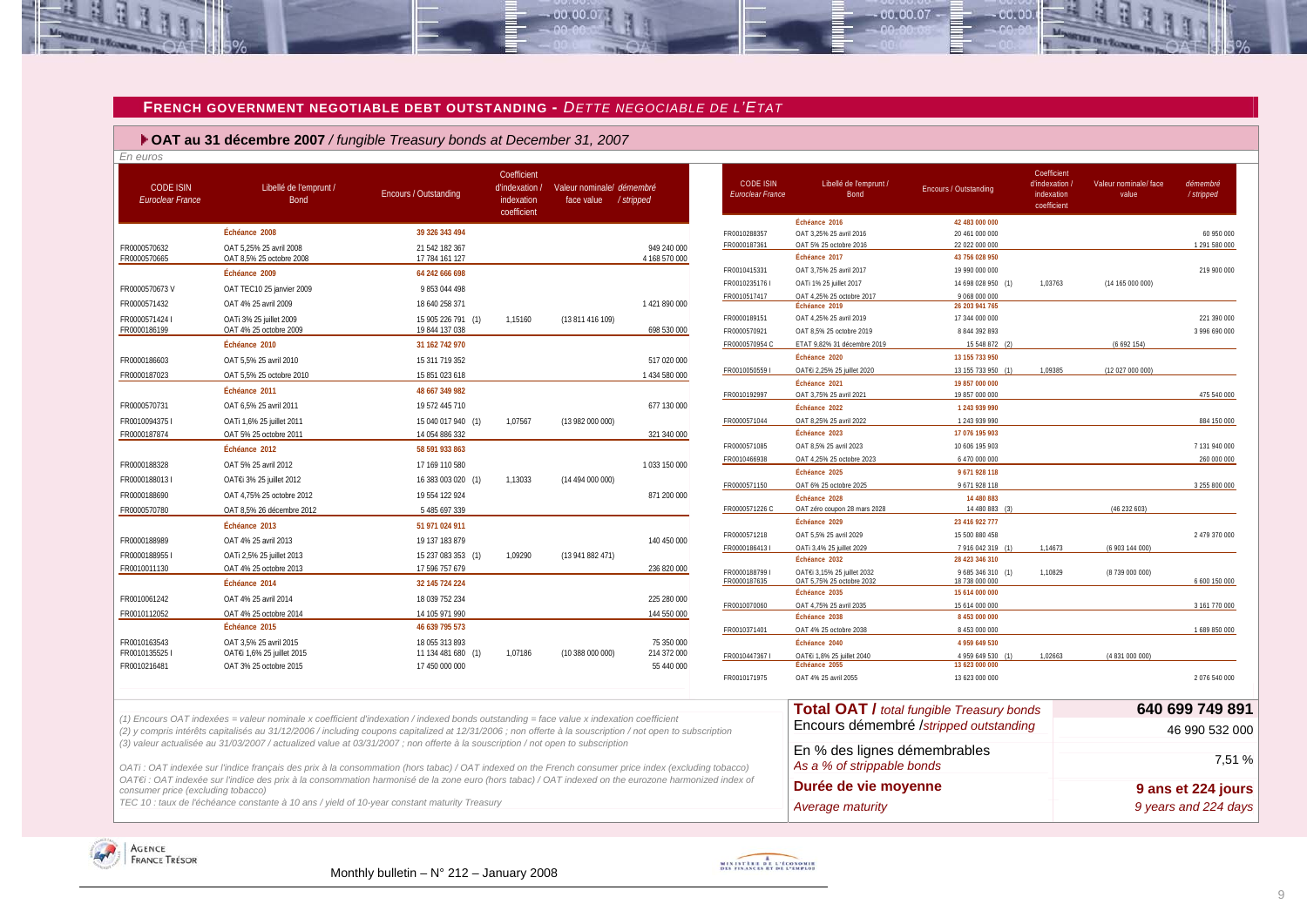## FRENCH GOVERNMENT NEGOTIABLE DEBT OUTSTANDING - *DETTE NEGOCIABLE DE L'ETAT*

### OAT au 31 décembre 2007 / *fungible Treasury bonds at December 31, 2007*

*En euros*

| CODE ISIN *Euroclear France* | Libellé de l'emprunt / Bond | Encours / Outstanding | Coefficient d'indexation / indexation coefficient | Valeur nominale/ face value | démembré / stripped |
|---|---|---|---|---|---|
| | **Échéance 2008** | **39 326 343 494** | | | |
| FR0000570632 | OAT 5,25% 25 avril 2008 | 21 542 182 367 | | | 949 240 000 |
| FR0000570665 | OAT 8,5% 25 octobre 2008 | 17 784 161 127 | | | 4 168 570 000 |
| | **Échéance 2009** | **64 242 666 698** | | | |
| FR0000570673 V | OAT TEC10 25 janvier 2009 | 9 853 044 498 | | | |
| FR0000571432 | OAT 4% 25 avril 2009 | 18 640 258 371 | | | 1 421 890 000 |
| FR0000571424 I | OATi 3% 25 juillet 2009 | 15 905 226 791 (1) | 1,15160 | (13 811 416 109) | |
| FR0000186199 | OAT 4% 25 octobre 2009 | 19 844 137 038 | | | 698 530 000 |
| | **Échéance 2010** | **31 162 742 970** | | | |
| FR0000186603 | OAT 5,5% 25 avril 2010 | 15 311 719 352 | | | 517 020 000 |
| FR0000187023 | OAT 5,5% 25 octobre 2010 | 15 851 023 618 | | | 1 434 580 000 |
| | **Échéance 2011** | **48 667 349 982** | | | |
| FR0000570731 | OAT 6,5% 25 avril 2011 | 19 572 445 710 | | | 677 130 000 |
| FR0010094375 I | OATi 1,6% 25 juillet 2011 | 15 040 017 940 (1) | 1,07567 | (13 982 000 000) | |
| FR0000187874 | OAT 5% 25 octobre 2011 | 14 054 886 332 | | | 321 340 000 |
| | **Échéance 2012** | **58 591 933 863** | | | |
| FR0000188328 | OAT 5% 25 avril 2012 | 17 169 110 580 | | | 1 033 150 000 |
| FR0000188013 I | OAT€i 3% 25 juillet 2012 | 16 383 003 020 (1) | 1,13033 | (14 494 000 000) | |
| FR0000188690 | OAT 4,75% 25 octobre 2012 | 19 554 122 924 | | | 871 200 000 |
| FR0000570780 | OAT 8,5% 26 décembre 2012 | 5 485 697 339 | | | |
| | **Échéance 2013** | **51 971 024 911** | | | |
| FR0000188989 | OAT 4% 25 avril 2013 | 19 137 183 879 | | | 140 450 000 |
| FR0000188955 I | OATi 2,5% 25 juillet 2013 | 15 237 083 353 (1) | 1,09290 | (13 941 882 471) | |
| FR0010011130 | OAT 4% 25 octobre 2013 | 17 596 757 679 | | | 236 820 000 |
| | **Échéance 2014** | **32 145 724 224** | | | |
| FR0010061242 | OAT 4% 25 avril 2014 | 18 039 752 234 | | | 225 280 000 |
| FR0010112052 | OAT 4% 25 octobre 2014 | 14 105 971 990 | | | 144 550 000 |
| | **Échéance 2015** | **46 639 795 573** | | | |
| FR0010163543 | OAT 3,5% 25 avril 2015 | 18 055 313 893 | | | 75 350 000 |
| FR0010135525 I | OAT€i 1,6% 25 juillet 2015 | 11 134 481 680 (1) | 1,07186 | (10 388 000 000) | 214 372 000 |
| FR0010216481 | OAT 3% 25 octobre 2015 | 17 450 000 000 | | | 55 440 000 |
| | **Échéance 2016** | **42 483 000 000** | | | |
| FR0010288357 | OAT 3,25% 25 avril 2016 | 20 461 000 000 | | | 60 950 000 |
| FR0000187361 | OAT 5% 25 octobre 2016 | 22 022 000 000 | | | 1 291 580 000 |
| | **Échéance 2017** | **43 756 028 950** | | | |
| FR0010415331 | OAT 3,75% 25 avril 2017 | 19 990 000 000 | | | 219 900 000 |
| FR0010235176 I | OATi 1% 25 juillet 2017 | 14 698 028 950 (1) | 1,03763 | (14 165 000 000) | |
| FR0010517417 | OAT 4,25% 25 octobre 2017 | 9 068 000 000 | | | |
| | **Échéance 2019** | **26 203 941 765** | | | |
| FR0000189151 | OAT 4,25% 25 avril 2019 | 17 344 000 000 | | | 221 390 000 |
| FR0000570921 | OAT 8,5% 25 octobre 2019 | 8 844 392 893 | | | 3 996 690 000 |
| FR0000570954 C | ETAT 9,82% 31 décembre 2019 | 15 548 872 (2) | | (6 692 154) | |
| | **Échéance 2020** | **13 155 733 950** | | | |
| FR0010050559 I | OAT€i 2,25% 25 juillet 2020 | 13 155 733 950 (1) | 1,09385 | (12 027 000 000) | |
| | **Échéance 2021** | **19 857 000 000** | | | |
| FR0010192997 | OAT 3,75% 25 avril 2021 | 19 857 000 000 | | | 475 540 000 |
| | **Échéance 2022** | **1 243 939 990** | | | |
| FR0000571044 | OAT 8,25% 25 avril 2022 | 1 243 939 990 | | | 884 150 000 |
| | **Échéance 2023** | **17 076 195 903** | | | |
| FR0000571085 | OAT 8,5% 25 avril 2023 | 10 606 195 903 | | | 7 131 940 000 |
| FR0010466938 | OAT 4,25% 25 octobre 2023 | 6 470 000 000 | | | 260 000 000 |
| | **Échéance 2025** | **9 671 928 118** | | | |
| FR0000571150 | OAT 6% 25 octobre 2025 | 9 671 928 118 | | | 3 255 800 000 |
| | **Échéance 2028** | **14 480 883** | | | |
| FR0000571226 C | OAT zéro coupon 28 mars 2028 | 14 480 883 (3) | | (46 232 603) | |
| | **Échéance 2029** | **23 416 922 777** | | | |
| FR0000571218 | OAT 5,5% 25 avril 2029 | 15 500 880 458 | | | 2 479 370 000 |
| FR0000186413 I | OATi 3,4% 25 juillet 2029 | 7 916 042 319 (1) | 1,14673 | (6 903 144 000) | |
| | **Échéance 2032** | **28 423 346 310** | | | |
| FR0000188799 I | OAT€i 3,15% 25 juillet 2032 | 9 685 346 310 (1) | 1,10829 | (8 739 000 000) | |
| FR0000187635 | OAT 5,75% 25 octobre 2032 | 18 738 000 000 | | | 6 600 150 000 |
| | **Échéance 2035** | **15 614 000 000** | | | |
| FR0010070060 | OAT 4,75% 25 avril 2035 | 15 614 000 000 | | | 3 161 770 000 |
| | **Échéance 2038** | **8 453 000 000** | | | |
| FR0010371401 | OAT 4% 25 octobre 2038 | 8 453 000 000 | | | 1 689 850 000 |
| | **Échéance 2040** | **4 959 649 530** | | | |
| FR0010447367 I | OAT€i 1,8% 25 juillet 2040 | 4 959 649 530 (1) | 1,02663 | (4 831 000 000) | |
| | **Échéance 2055** | **13 623 000 000** | | | |
| FR0010171975 | OAT 4% 25 avril 2055 | 13 623 000 000 | | | 2 076 540 000 |

| | |
|---|---|
| **Total OAT /** *total fungible Treasury bonds* | **640 699 749 891** |
| Encours démembré /*stripped outstanding* | 46 990 532 000 |
| En % des lignes démembrables *As a % of strippable bonds* | 7,51 % |
| **Durée de vie moyenne** *Average maturity* | **9 ans et 224 jours** *9 years and 224 days* |

*(1) Encours OAT indexées = valeur nominale x coefficient d'indexation / indexed bonds outstanding = face value x indexation coefficient*
*(2) y compris intérêts capitalisés au 31/12/2006 / including coupons capitalized at 12/31/2006 ; non offerte à la souscription / not open to subscription*
*(3) valeur actualisée au 31/03/2007 / actualized value at 03/31/2007 ; non offerte à la souscription / not open to subscription*

*OATi : OAT indexée sur l'indice français des prix à la consommation (hors tabac) / OAT indexed on the French consumer price index (excluding tobacco)*
*OAT€i : OAT indexée sur l'indice des prix à la consommation harmonisé de la zone euro (hors tabac) / OAT indexed on the eurozone harmonized index of consumer price (excluding tobacco)*
*TEC 10 : taux de l'échéance constante à 10 ans / yield of 10-year constant maturity Treasury*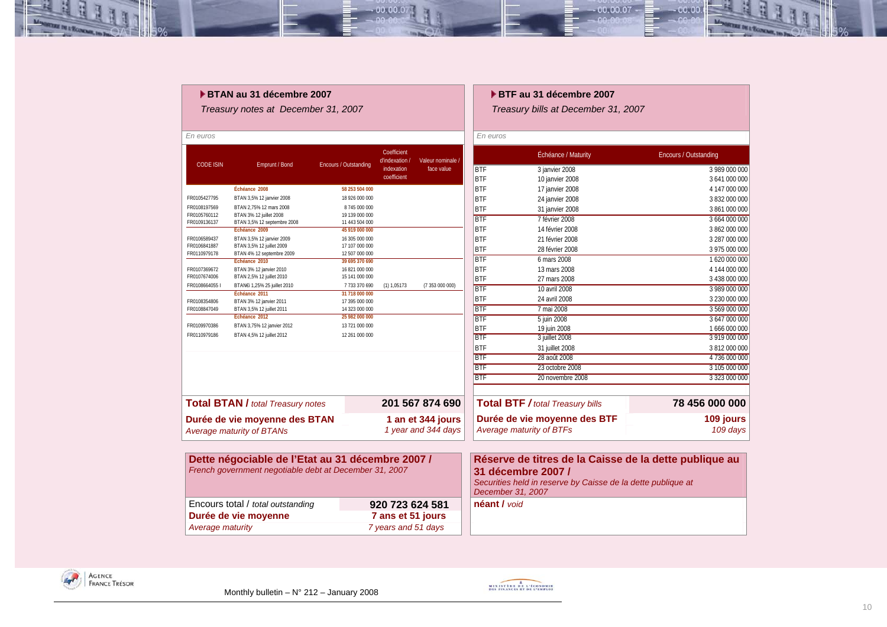## BTAN au 31 décembre 2007

*Treasury notes at December 31, 2007*

*En euros*

| CODE ISIN | Emprunt / Bond | Encours / Outstanding | Coefficient d'indexation / indexation coefficient | Valeur nominale / face value |
|---|---|---|---|---|
| | **Échéance 2008** | **58 253 504 000** | | |
| FR0105427795 | BTAN 3,5% 12 janvier 2008 | 18 926 000 000 | | |
| FR0108197569 | BTAN 2,75% 12 mars 2008 | 8 745 000 000 | | |
| FR0105760112 | BTAN 3% 12 juillet 2008 | 19 139 000 000 | | |
| FR0109136137 | BTAN 3,5% 12 septembre 2008 | 11 443 504 000 | | |
| | **Échéance 2009** | **45 919 000 000** | | |
| FR0106589437 | BTAN 3,5% 12 janvier 2009 | 16 305 000 000 | | |
| FR0106841887 | BTAN 3,5% 12 juillet 2009 | 17 107 000 000 | | |
| FR0110979178 | BTAN 4% 12 septembre 2009 | 12 507 000 000 | | |
| | **Échéance 2010** | **39 695 370 690** | | |
| FR0107369672 | BTAN 3% 12 janvier 2010 | 16 821 000 000 | | |
| FR0107674006 | BTAN 2,5% 12 juillet 2010 | 15 141 000 000 | | |
| FR0108664055 I | BTAN€i 1,25% 25 juillet 2010 | 7 733 370 690 | (1) 1,05173 | (7 353 000 000) |
| | **Échéance 2011** | **31 718 000 000** | | |
| FR0108354806 | BTAN 3% 12 janvier 2011 | 17 395 000 000 | | |
| FR0108847049 | BTAN 3,5% 12 juillet 2011 | 14 323 000 000 | | |
| | **Échéance 2012** | **25 982 000 000** | | |
| FR0109970386 | BTAN 3,75% 12 janvier 2012 | 13 721 000 000 | | |
| FR0110979186 | BTAN 4,5% 12 juillet 2012 | 12 261 000 000 | | |

| | |
|---|---|
| **Total BTAN /** *total Treasury notes* | **201 567 874 690** |
| **Durée de vie moyenne des BTAN** | **1 an et 344 jours** |
| *Average maturity of BTANs* | *1 year and 344 days* |

## BTF au 31 décembre 2007

*Treasury bills at December 31, 2007*

*En euros*

| | Échéance / Maturity | Encours / Outstanding |
|---|---|---|
| BTF | 3 janvier 2008 | 3 989 000 000 |
| BTF | 10 janvier 2008 | 3 641 000 000 |
| BTF | 17 janvier 2008 | 4 147 000 000 |
| BTF | 24 janvier 2008 | 3 832 000 000 |
| BTF | 31 janvier 2008 | 3 861 000 000 |
| BTF | 7 février 2008 | 3 664 000 000 |
| BTF | 14 février 2008 | 3 862 000 000 |
| BTF | 21 février 2008 | 3 287 000 000 |
| BTF | 28 février 2008 | 3 975 000 000 |
| BTF | 6 mars 2008 | 1 620 000 000 |
| BTF | 13 mars 2008 | 4 144 000 000 |
| BTF | 27 mars 2008 | 3 438 000 000 |
| BTF | 10 avril 2008 | 3 989 000 000 |
| BTF | 24 avril 2008 | 3 230 000 000 |
| BTF | 7 mai 2008 | 3 569 000 000 |
| BTF | 5 juin 2008 | 3 647 000 000 |
| BTF | 19 juin 2008 | 1 666 000 000 |
| BTF | 3 juillet 2008 | 3 919 000 000 |
| BTF | 31 juillet 2008 | 3 812 000 000 |
| BTF | 28 août 2008 | 4 736 000 000 |
| BTF | 23 octobre 2008 | 3 105 000 000 |
| BTF | 20 novembre 2008 | 3 323 000 000 |

| | |
|---|---|
| **Total BTF /** *total Treasury bills* | **78 456 000 000** |
| **Durée de vie moyenne des BTF** | **109 jours** |
| *Average maturity of BTFs* | *109 days* |

## Dette négociable de l'Etat au 31 décembre 2007 /

*French government negotiable debt at December 31, 2007*

| | |
|---|---|
| Encours total / *total outstanding* | **920 723 624 581** |
| **Durée de vie moyenne** | **7 ans et 51 jours** |
| *Average maturity* | *7 years and 51 days* |

## Réserve de titres de la Caisse de la dette publique au 31 décembre 2007 /

*Securities held in reserve by Caisse de la dette publique at December 31, 2007*

**néant /** *void*